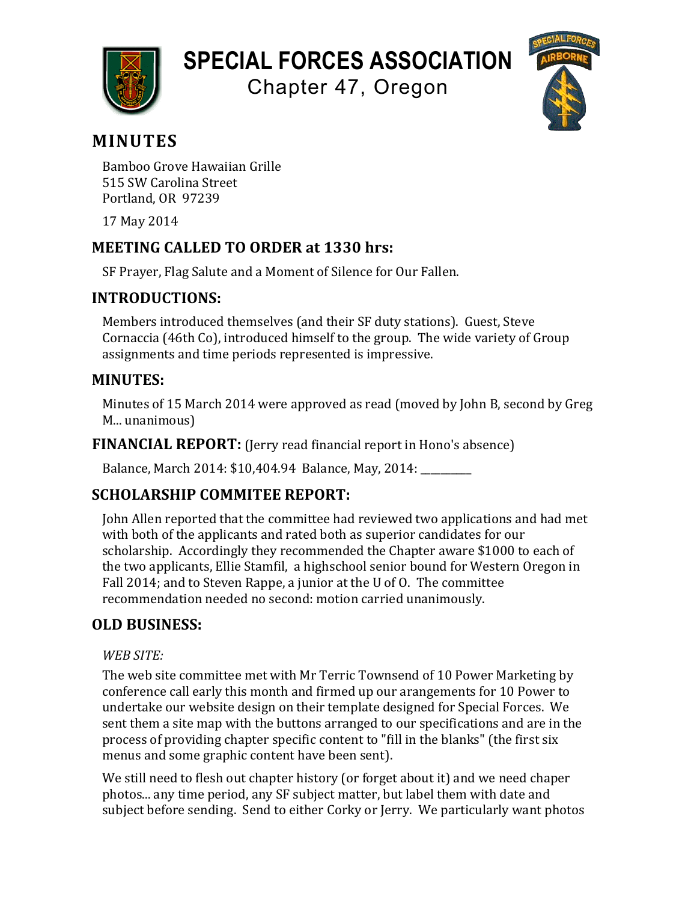# SPECIAL FORCES ASSOCIATION

Chapter 47, Oregon

## MINUTES

Bamboo Grove Hawaiian Grille
515 SW Carolina Street
Portland, OR 97239

17 May 2014

## MEETING CALLED TO ORDER at 1330 hrs:

SF Prayer, Flag Salute and a Moment of Silence for Our Fallen.

## INTRODUCTIONS:

Members introduced themselves (and their SF duty stations). Guest, Steve Cornaccia (46th Co), introduced himself to the group. The wide variety of Group assignments and time periods represented is impressive.

## MINUTES:

Minutes of 15 March 2014 were approved as read (moved by John B, second by Greg M... unanimous)

## FINANCIAL REPORT: (Jerry read financial report in Hono's absence)

Balance, March 2014: $10,404.94 Balance, May, 2014: __________

## SCHOLARSHIP COMMITEE REPORT:

John Allen reported that the committee had reviewed two applications and had met with both of the applicants and rated both as superior candidates for our scholarship. Accordingly they recommended the Chapter aware $1000 to each of the two applicants, Ellie Stamfil, a highschool senior bound for Western Oregon in Fall 2014; and to Steven Rappe, a junior at the U of O. The committee recommendation needed no second: motion carried unanimously.

## OLD BUSINESS:

*WEB SITE:*

The web site committee met with Mr Terric Townsend of 10 Power Marketing by conference call early this month and firmed up our arangements for 10 Power to undertake our website design on their template designed for Special Forces. We sent them a site map with the buttons arranged to our specifications and are in the process of providing chapter specific content to "fill in the blanks" (the first six menus and some graphic content have been sent).

We still need to flesh out chapter history (or forget about it) and we need chaper photos... any time period, any SF subject matter, but label them with date and subject before sending. Send to either Corky or Jerry. We particularly want photos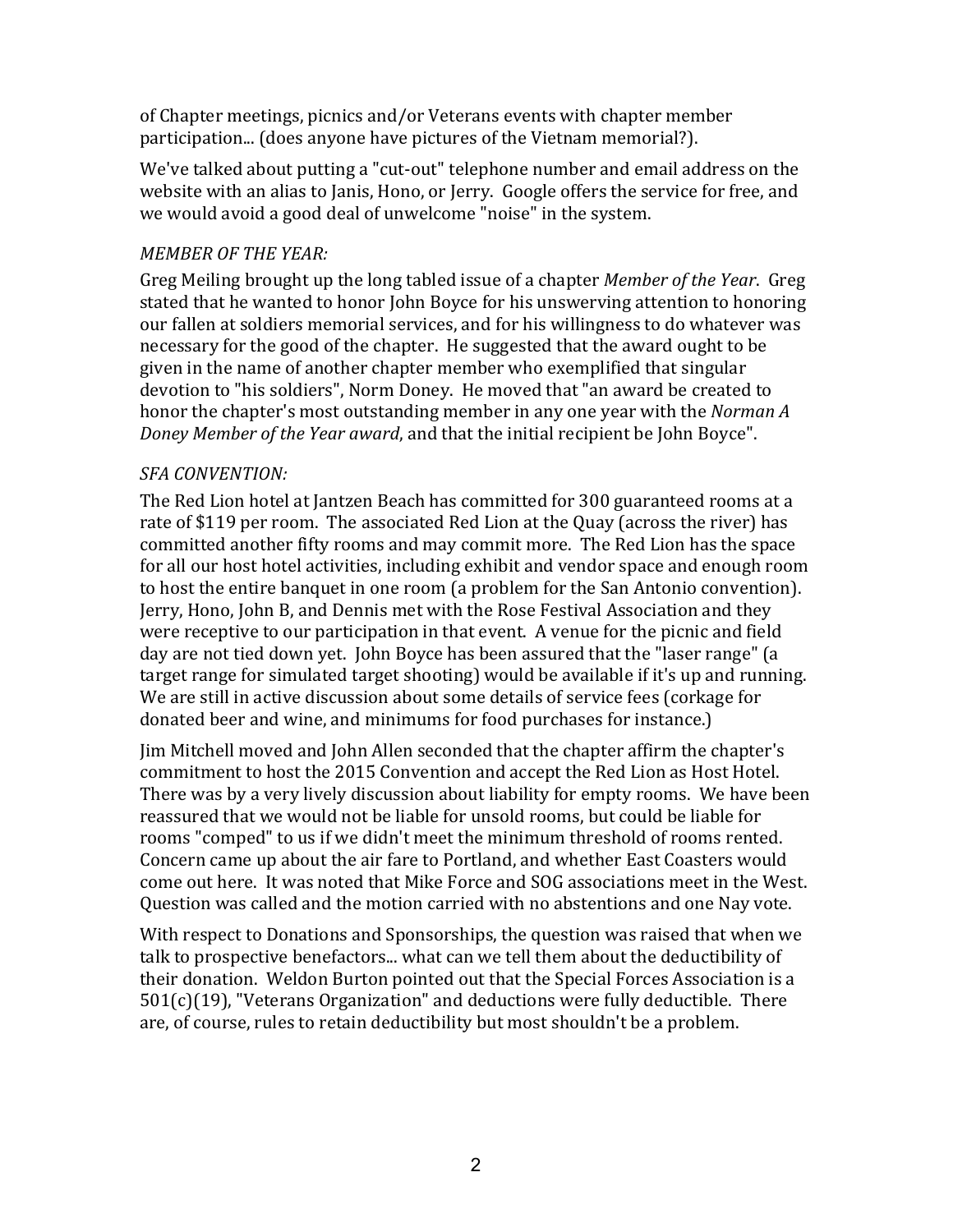of Chapter meetings, picnics and/or Veterans events with chapter member participation... (does anyone have pictures of the Vietnam memorial?).

We've talked about putting a "cut-out" telephone number and email address on the website with an alias to Janis, Hono, or Jerry. Google offers the service for free, and we would avoid a good deal of unwelcome "noise" in the system.

*MEMBER OF THE YEAR:*

Greg Meiling brought up the long tabled issue of a chapter *Member of the Year*. Greg stated that he wanted to honor John Boyce for his unswerving attention to honoring our fallen at soldiers memorial services, and for his willingness to do whatever was necessary for the good of the chapter. He suggested that the award ought to be given in the name of another chapter member who exemplified that singular devotion to "his soldiers", Norm Doney. He moved that "an award be created to honor the chapter's most outstanding member in any one year with the *Norman A Doney Member of the Year award*, and that the initial recipient be John Boyce".

*SFA CONVENTION:*

The Red Lion hotel at Jantzen Beach has committed for 300 guaranteed rooms at a rate of $119 per room. The associated Red Lion at the Quay (across the river) has committed another fifty rooms and may commit more. The Red Lion has the space for all our host hotel activities, including exhibit and vendor space and enough room to host the entire banquet in one room (a problem for the San Antonio convention). Jerry, Hono, John B, and Dennis met with the Rose Festival Association and they were receptive to our participation in that event. A venue for the picnic and field day are not tied down yet. John Boyce has been assured that the "laser range" (a target range for simulated target shooting) would be available if it's up and running. We are still in active discussion about some details of service fees (corkage for donated beer and wine, and minimums for food purchases for instance.)

Jim Mitchell moved and John Allen seconded that the chapter affirm the chapter's commitment to host the 2015 Convention and accept the Red Lion as Host Hotel. There was by a very lively discussion about liability for empty rooms. We have been reassured that we would not be liable for unsold rooms, but could be liable for rooms "comped" to us if we didn't meet the minimum threshold of rooms rented. Concern came up about the air fare to Portland, and whether East Coasters would come out here. It was noted that Mike Force and SOG associations meet in the West. Question was called and the motion carried with no abstentions and one Nay vote.

With respect to Donations and Sponsorships, the question was raised that when we talk to prospective benefactors... what can we tell them about the deductibility of their donation. Weldon Burton pointed out that the Special Forces Association is a 501(c)(19), "Veterans Organization" and deductions were fully deductible. There are, of course, rules to retain deductibility but most shouldn't be a problem.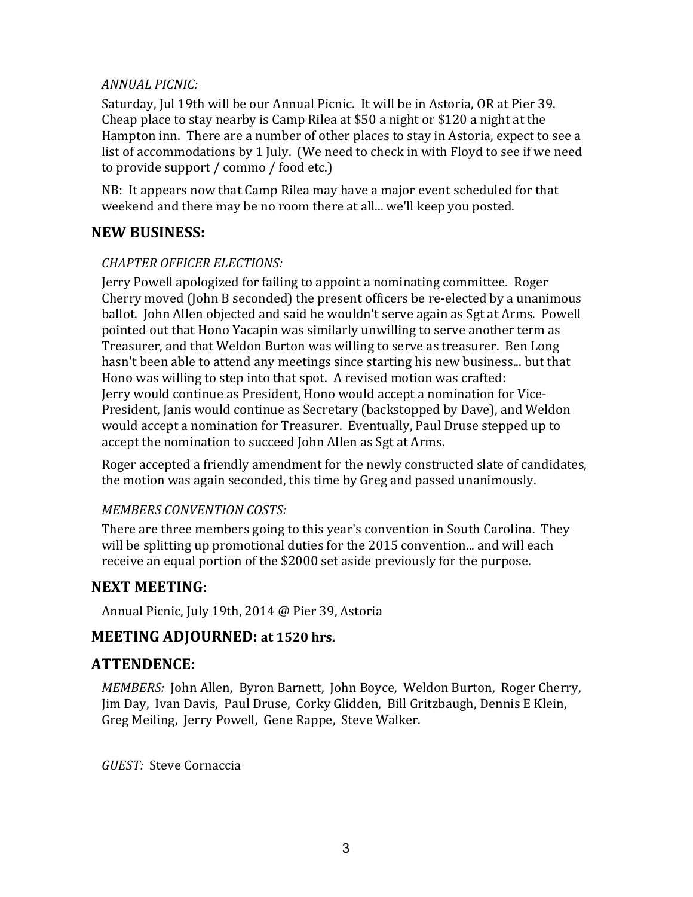*ANNUAL PICNIC:*

Saturday, Jul 19th will be our Annual Picnic. It will be in Astoria, OR at Pier 39. Cheap place to stay nearby is Camp Rilea at $50 a night or $120 a night at the Hampton inn. There are a number of other places to stay in Astoria, expect to see a list of accommodations by 1 July. (We need to check in with Floyd to see if we need to provide support / commo / food etc.)

NB: It appears now that Camp Rilea may have a major event scheduled for that weekend and there may be no room there at all... we'll keep you posted.

## NEW BUSINESS:

*CHAPTER OFFICER ELECTIONS:*

Jerry Powell apologized for failing to appoint a nominating committee. Roger Cherry moved (John B seconded) the present officers be re-elected by a unanimous ballot. John Allen objected and said he wouldn't serve again as Sgt at Arms. Powell pointed out that Hono Yacapin was similarly unwilling to serve another term as Treasurer, and that Weldon Burton was willing to serve as treasurer. Ben Long hasn't been able to attend any meetings since starting his new business... but that Hono was willing to step into that spot. A revised motion was crafted:
Jerry would continue as President, Hono would accept a nomination for Vice-President, Janis would continue as Secretary (backstopped by Dave), and Weldon would accept a nomination for Treasurer. Eventually, Paul Druse stepped up to accept the nomination to succeed John Allen as Sgt at Arms.

Roger accepted a friendly amendment for the newly constructed slate of candidates, the motion was again seconded, this time by Greg and passed unanimously.

*MEMBERS CONVENTION COSTS:*

There are three members going to this year's convention in South Carolina. They will be splitting up promotional duties for the 2015 convention... and will each receive an equal portion of the $2000 set aside previously for the purpose.

## NEXT MEETING:

Annual Picnic, July 19th, 2014 @ Pier 39, Astoria

## MEETING ADJOURNED: at 1520 hrs.

## ATTENDENCE:

*MEMBERS:* John Allen, Byron Barnett, John Boyce, Weldon Burton, Roger Cherry, Jim Day, Ivan Davis, Paul Druse, Corky Glidden, Bill Gritzbaugh, Dennis E Klein, Greg Meiling, Jerry Powell, Gene Rappe, Steve Walker.

*GUEST:* Steve Cornaccia